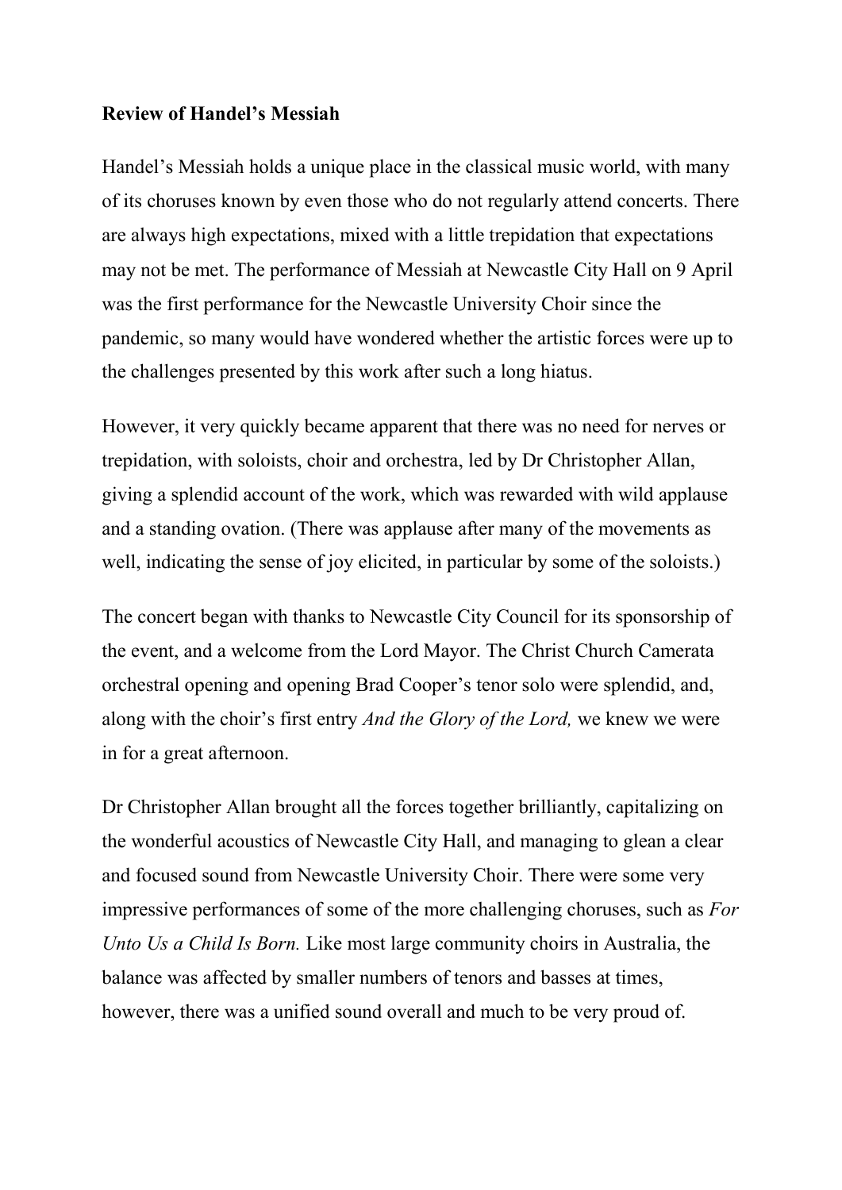**Review of Handel's Messiah**

Handel's Messiah holds a unique place in the classical music world, with many of its choruses known by even those who do not regularly attend concerts. There are always high expectations, mixed with a little trepidation that expectations may not be met. The performance of Messiah at Newcastle City Hall on 9 April was the first performance for the Newcastle University Choir since the pandemic, so many would have wondered whether the artistic forces were up to the challenges presented by this work after such a long hiatus.

However, it very quickly became apparent that there was no need for nerves or trepidation, with soloists, choir and orchestra, led by Dr Christopher Allan, giving a splendid account of the work, which was rewarded with wild applause and a standing ovation. (There was applause after many of the movements as well, indicating the sense of joy elicited, in particular by some of the soloists.)

The concert began with thanks to Newcastle City Council for its sponsorship of the event, and a welcome from the Lord Mayor. The Christ Church Camerata orchestral opening and opening Brad Cooper's tenor solo were splendid, and, along with the choir's first entry *And the Glory of the Lord,* we knew we were in for a great afternoon.

Dr Christopher Allan brought all the forces together brilliantly, capitalizing on the wonderful acoustics of Newcastle City Hall, and managing to glean a clear and focused sound from Newcastle University Choir. There were some very impressive performances of some of the more challenging choruses, such as *For Unto Us a Child Is Born.* Like most large community choirs in Australia, the balance was affected by smaller numbers of tenors and basses at times, however, there was a unified sound overall and much to be very proud of.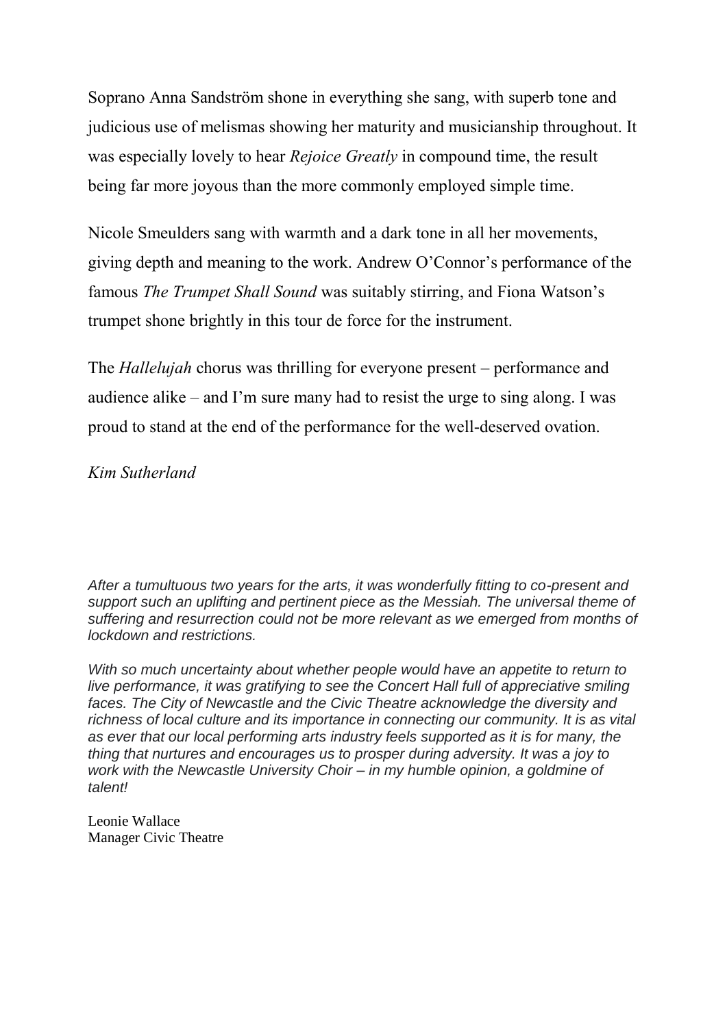Soprano Anna Sandström shone in everything she sang, with superb tone and judicious use of melismas showing her maturity and musicianship throughout. It was especially lovely to hear *Rejoice Greatly* in compound time, the result being far more joyous than the more commonly employed simple time.

Nicole Smeulders sang with warmth and a dark tone in all her movements, giving depth and meaning to the work. Andrew O'Connor's performance of the famous *The Trumpet Shall Sound* was suitably stirring, and Fiona Watson's trumpet shone brightly in this tour de force for the instrument.

The *Hallelujah* chorus was thrilling for everyone present – performance and audience alike – and I'm sure many had to resist the urge to sing along. I was proud to stand at the end of the performance for the well-deserved ovation.

*Kim Sutherland*

*After a tumultuous two years for the arts, it was wonderfully fitting to co-present and support such an uplifting and pertinent piece as the Messiah. The universal theme of suffering and resurrection could not be more relevant as we emerged from months of lockdown and restrictions.*

*With so much uncertainty about whether people would have an appetite to return to live performance, it was gratifying to see the Concert Hall full of appreciative smiling faces. The City of Newcastle and the Civic Theatre acknowledge the diversity and richness of local culture and its importance in connecting our community. It is as vital as ever that our local performing arts industry feels supported as it is for many, the thing that nurtures and encourages us to prosper during adversity. It was a joy to work with the Newcastle University Choir – in my humble opinion, a goldmine of talent!*

Leonie Wallace
Manager Civic Theatre